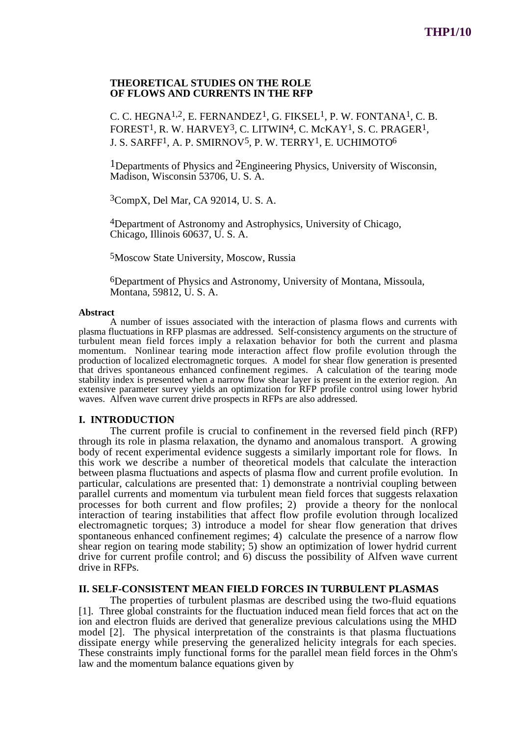# THEORETICAL STUDIES ON THE ROLE OF FLOWS AND CURRENTS IN THE RFP

C. C. HEGNA[1,2], E. FERNANDEZ[1], G. FIKSEL[1], P. W. FONTANA[1], C. B. FOREST[1], R. W. HARVEY[3], C. LITWIN[4], C. McKAY[1], S. C. PRAGER[1], J. S. SARFF[1], A. P. SMIRNOV[5], P. W. TERRY[1], E. UCHIMOTO[6]

[1]Departments of Physics and [2]Engineering Physics, University of Wisconsin, Madison, Wisconsin 53706, U. S. A.

[3]CompX, Del Mar, CA 92014, U. S. A.

[4]Department of Astronomy and Astrophysics, University of Chicago, Chicago, Illinois 60637, U. S. A.

[5]Moscow State University, Moscow, Russia

[6]Department of Physics and Astronomy, University of Montana, Missoula, Montana, 59812, U. S. A.

**Abstract**

A number of issues associated with the interaction of plasma flows and currents with plasma fluctuations in RFP plasmas are addressed. Self-consistency arguments on the structure of turbulent mean field forces imply a relaxation behavior for both the current and plasma momentum. Nonlinear tearing mode interaction affect flow profile evolution through the production of localized electromagnetic torques. A model for shear flow generation is presented that drives spontaneous enhanced confinement regimes. A calculation of the tearing mode stability index is presented when a narrow flow shear layer is present in the exterior region. An extensive parameter survey yields an optimization for RFP profile control using lower hybrid waves. Alfven wave current drive prospects in RFPs are also addressed.

## I. INTRODUCTION

The current profile is crucial to confinement in the reversed field pinch (RFP) through its role in plasma relaxation, the dynamo and anomalous transport. A growing body of recent experimental evidence suggests a similarly important role for flows. In this work we describe a number of theoretical models that calculate the interaction between plasma fluctuations and aspects of plasma flow and current profile evolution. In particular, calculations are presented that: 1) demonstrate a nontrivial coupling between parallel currents and momentum via turbulent mean field forces that suggests relaxation processes for both current and flow profiles; 2) provide a theory for the nonlocal interaction of tearing instabilities that affect flow profile evolution through localized electromagnetic torques; 3) introduce a model for shear flow generation that drives spontaneous enhanced confinement regimes; 4) calculate the presence of a narrow flow shear region on tearing mode stability; 5) show an optimization of lower hydrid current drive for current profile control; and 6) discuss the possibility of Alfven wave current drive in RFPs.

## II. SELF-CONSISTENT MEAN FIELD FORCES IN TURBULENT PLASMAS

The properties of turbulent plasmas are described using the two-fluid equations [1]. Three global constraints for the fluctuation induced mean field forces that act on the ion and electron fluids are derived that generalize previous calculations using the MHD model [2]. The physical interpretation of the constraints is that plasma fluctuations dissipate energy while preserving the generalized helicity integrals for each species. These constraints imply functional forms for the parallel mean field forces in the Ohm's law and the momentum balance equations given by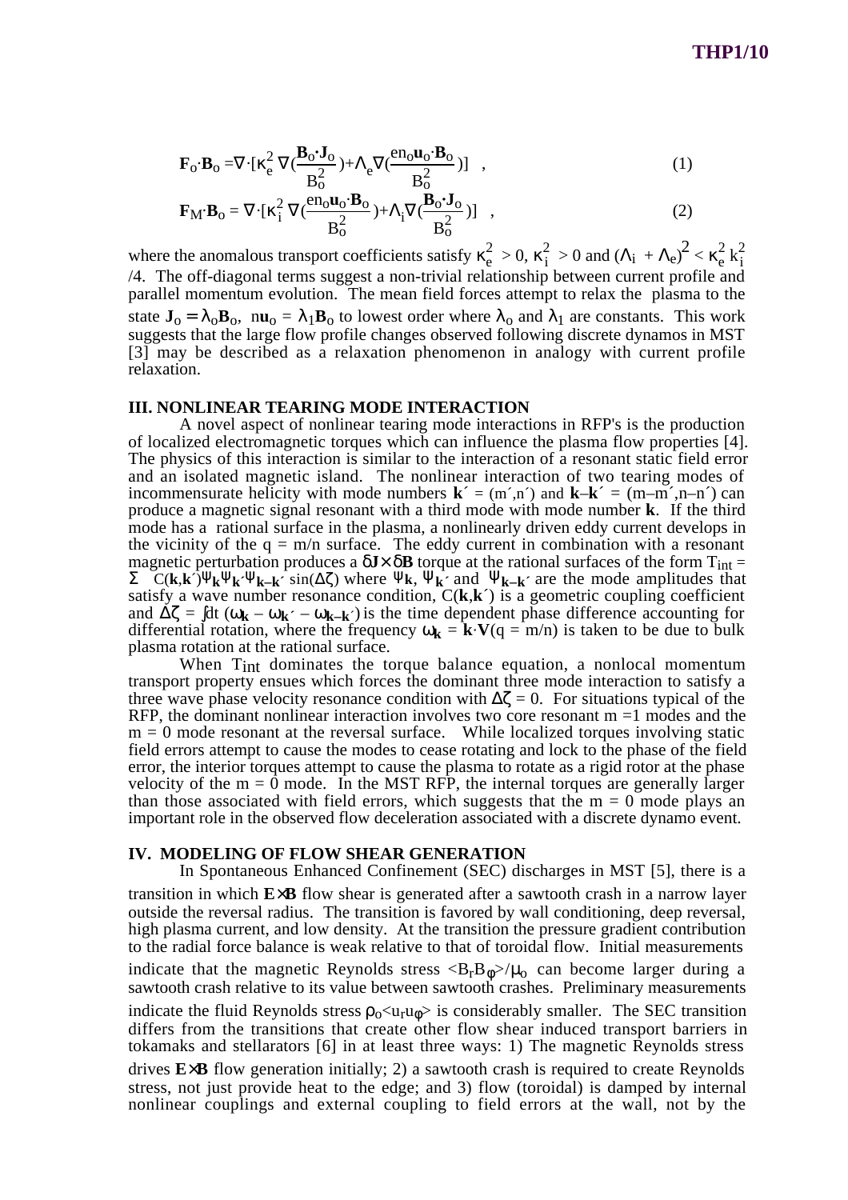$$\mathbf{F}_o\cdot\mathbf{B}_o = \nabla\cdot[\kappa_e^2\,\nabla(\frac{\mathbf{B}_o\cdot\mathbf{J}_o}{B_o^2}) + \Lambda_e\nabla(\frac{en_o\mathbf{u}_o\cdot\mathbf{B}_o}{B_o^2})] \quad , \tag{1}$$

$$\mathbf{F}_M\cdot\mathbf{B}_o = \nabla\cdot[\kappa_i^2\,\nabla(\frac{en_o\mathbf{u}_o\cdot\mathbf{B}_o}{B_o^2}) + \Lambda_i\nabla(\frac{\mathbf{B}_o\cdot\mathbf{J}_o}{B_o^2})] \quad , \tag{2}$$

where the anomalous transport coefficients satisfy $\kappa_e^2 > 0$, $\kappa_i^2 > 0$ and $(\Lambda_i + \Lambda_e)^2 < \kappa_e^2\,k_i^2/4$. The off-diagonal terms suggest a non-trivial relationship between current profile and parallel momentum evolution. The mean field forces attempt to relax the plasma to the state $\mathbf{J}_o = \lambda_o\mathbf{B}_o$, $n\mathbf{u}_o = \lambda_1\mathbf{B}_o$ to lowest order where $\lambda_o$ and $\lambda_1$ are constants. This work suggests that the large flow profile changes observed following discrete dynamos in MST [3] may be described as a relaxation phenomenon in analogy with current profile relaxation.

## III. NONLINEAR TEARING MODE INTERACTION

A novel aspect of nonlinear tearing mode interactions in RFP's is the production of localized electromagnetic torques which can influence the plasma flow properties [4]. The physics of this interaction is similar to the interaction of a resonant static field error and an isolated magnetic island. The nonlinear interaction of two tearing modes of incommensurate helicity with mode numbers $\mathbf{k}' = (m',n')$ and $\mathbf{k}-\mathbf{k}' = (m-m',n-n')$ can produce a magnetic signal resonant with a third mode with mode number $\mathbf{k}$. If the third mode has a rational surface in the plasma, a nonlinearly driven eddy current develops in the vicinity of the $q = m/n$ surface. The eddy current in combination with a resonant magnetic perturbation produces a $\delta\mathbf{J}\times\delta\mathbf{B}$ torque at the rational surfaces of the form $T_{int} = \Sigma\ C(\mathbf{k},\mathbf{k}')\psi_\mathbf{k}\psi_{\mathbf{k}'}\psi_{\mathbf{k}-\mathbf{k}'}\sin(\Delta\zeta)$ where $\psi_\mathbf{k}$, $\psi_{\mathbf{k}'}$ and $\psi_{\mathbf{k}-\mathbf{k}'}$ are the mode amplitudes that satisfy a wave number resonance condition, $C(\mathbf{k},\mathbf{k}')$ is a geometric coupling coefficient and $\Delta\zeta = \int dt\,(\omega_\mathbf{k} - \omega_{\mathbf{k}'} - \omega_{\mathbf{k}-\mathbf{k}'})$ is the time dependent phase difference accounting for differential rotation, where the frequency $\omega_\mathbf{k} = \mathbf{k}\cdot\mathbf{V}(q = m/n)$ is taken to be due to bulk plasma rotation at the rational surface.

When $T_{int}$ dominates the torque balance equation, a nonlocal momentum transport property ensues which forces the dominant three mode interaction to satisfy a three wave phase velocity resonance condition with $\Delta\zeta = 0$. For situations typical of the RFP, the dominant nonlinear interaction involves two core resonant $m = 1$ modes and the $m = 0$ mode resonant at the reversal surface. While localized torques involving static field errors attempt to cause the modes to cease rotating and lock to the phase of the field error, the interior torques attempt to cause the plasma to rotate as a rigid rotor at the phase velocity of the $m = 0$ mode. In the MST RFP, the internal torques are generally larger than those associated with field errors, which suggests that the $m = 0$ mode plays an important role in the observed flow deceleration associated with a discrete dynamo event.

## IV. MODELING OF FLOW SHEAR GENERATION

In Spontaneous Enhanced Confinement (SEC) discharges in MST [5], there is a transition in which **E×B** flow shear is generated after a sawtooth crash in a narrow layer outside the reversal radius. The transition is favored by wall conditioning, deep reversal, high plasma current, and low density. At the transition the pressure gradient contribution to the radial force balance is weak relative to that of toroidal flow. Initial measurements indicate that the magnetic Reynolds stress $\langle B_rB_\phi\rangle/\mu_o$ can become larger during a sawtooth crash relative to its value between sawtooth crashes. Preliminary measurements indicate the fluid Reynolds stress $\rho_o\langle u_ru_\phi\rangle$ is considerably smaller. The SEC transition differs from the transitions that create other flow shear induced transport barriers in tokamaks and stellarators [6] in at least three ways: 1) The magnetic Reynolds stress drives **E×B** flow generation initially; 2) a sawtooth crash is required to create Reynolds stress, not just provide heat to the edge; and 3) flow (toroidal) is damped by internal nonlinear couplings and external coupling to field errors at the wall, not by the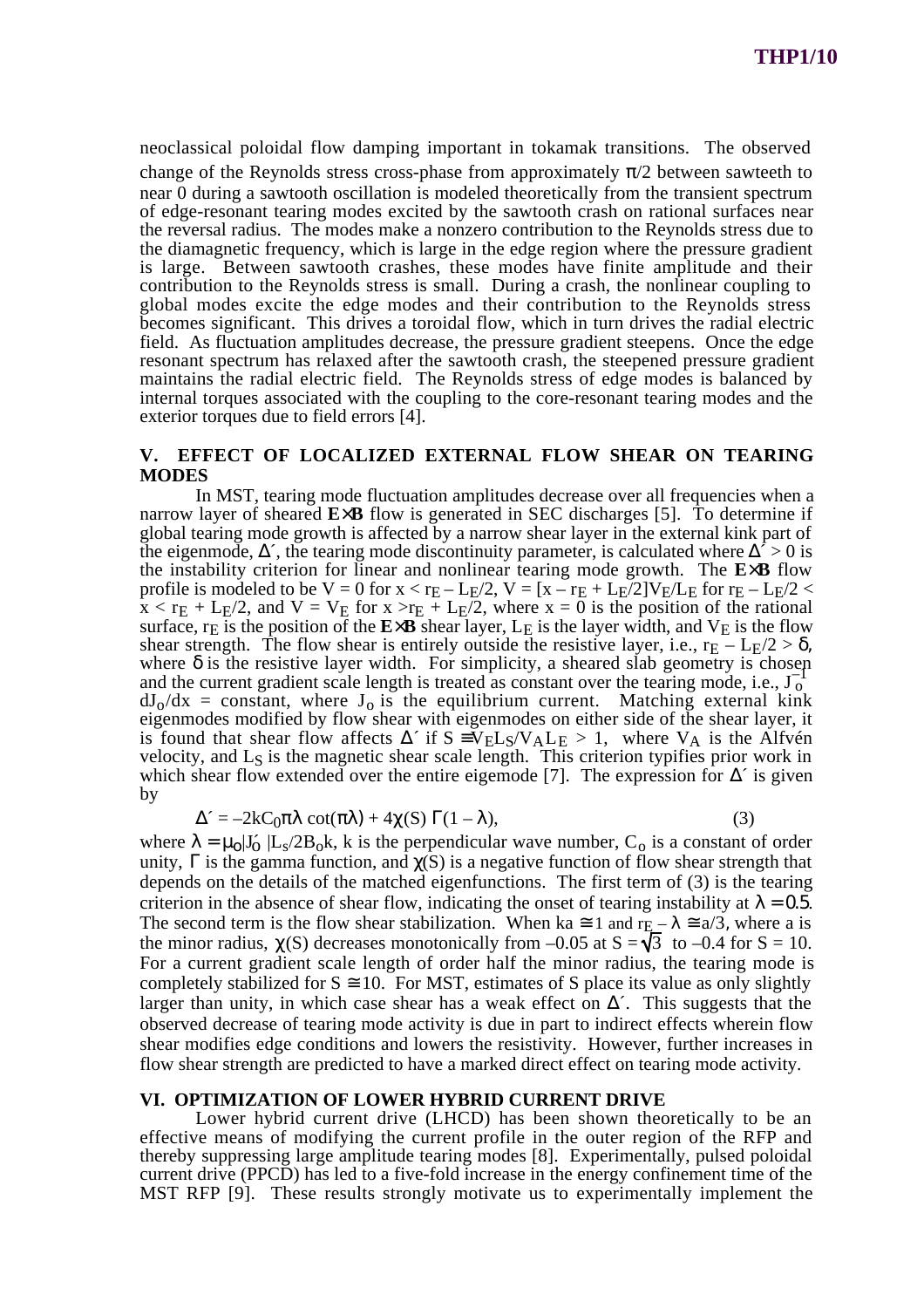neoclassical poloidal flow damping important in tokamak transitions. The observed change of the Reynolds stress cross-phase from approximately $\pi/2$ between sawteeth to near 0 during a sawtooth oscillation is modeled theoretically from the transient spectrum of edge-resonant tearing modes excited by the sawtooth crash on rational surfaces near the reversal radius. The modes make a nonzero contribution to the Reynolds stress due to the diamagnetic frequency, which is large in the edge region where the pressure gradient is large. Between sawtooth crashes, these modes have finite amplitude and their contribution to the Reynolds stress is small. During a crash, the nonlinear coupling to global modes excite the edge modes and their contribution to the Reynolds stress becomes significant. This drives a toroidal flow, which in turn drives the radial electric field. As fluctuation amplitudes decrease, the pressure gradient steepens. Once the edge resonant spectrum has relaxed after the sawtooth crash, the steepened pressure gradient maintains the radial electric field. The Reynolds stress of edge modes is balanced by internal torques associated with the coupling to the core-resonant tearing modes and the exterior torques due to field errors [4].

## V. EFFECT OF LOCALIZED EXTERNAL FLOW SHEAR ON TEARING MODES

In MST, tearing mode fluctuation amplitudes decrease over all frequencies when a narrow layer of sheared **E×B** flow is generated in SEC discharges [5]. To determine if global tearing mode growth is affected by a narrow shear layer in the external kink part of the eigenmode, $\Delta'$, the tearing mode discontinuity parameter, is calculated where $\Delta' > 0$ is the instability criterion for linear and nonlinear tearing mode growth. The **E×B** flow profile is modeled to be $V = 0$ for $x < r_E - L_E/2$, $V = [x - r_E + L_E/2]V_E/L_E$ for $r_E - L_E/2 < x < r_E + L_E/2$, and $V = V_E$ for $x > r_E + L_E/2$, where $x = 0$ is the position of the rational surface, $r_E$ is the position of the **E×B** shear layer, $L_E$ is the layer width, and $V_E$ is the flow shear strength. The flow shear is entirely outside the resistive layer, i.e., $r_E - L_E/2 > \delta$, where $\delta$ is the resistive layer width. For simplicity, a sheared slab geometry is chosen and the current gradient scale length is treated as constant over the tearing mode, i.e., $J_o^{-1} dJ_o/dx$ = constant, where $J_o$ is the equilibrium current. Matching external kink eigenmodes modified by flow shear with eigenmodes on either side of the shear layer, it is found that shear flow affects $\Delta'$ if $S \equiv V_E L_S/V_A L_E > 1$, where $V_A$ is the Alfvén velocity, and $L_S$ is the magnetic shear scale length. This criterion typifies prior work in which shear flow extended over the entire eigemode [7]. The expression for $\Delta'$ is given by

$$\Delta' = -2kC_0\pi\lambda \cot(\pi\lambda) + 4\chi(S)\,\Gamma(1-\lambda), \tag{3}$$

where $\lambda = \mu_o|J_0'|L_s/2B_ok$, $k$ is the perpendicular wave number, $C_o$ is a constant of order unity, $\Gamma$ is the gamma function, and $\chi(S)$ is a negative function of flow shear strength that depends on the details of the matched eigenfunctions. The first term of (3) is the tearing criterion in the absence of shear flow, indicating the onset of tearing instability at $\lambda = 0.5$. The second term is the flow shear stabilization. When $ka \cong 1$ and $r_E - \lambda \cong a/3$, where a is the minor radius, $\chi(S)$ decreases monotonically from –0.05 at $S = \sqrt{3}$ to –0.4 for $S = 10$. For a current gradient scale length of order half the minor radius, the tearing mode is completely stabilized for $S \cong 10$. For MST, estimates of S place its value as only slightly larger than unity, in which case shear has a weak effect on $\Delta'$. This suggests that the observed decrease of tearing mode activity is due in part to indirect effects wherein flow shear modifies edge conditions and lowers the resistivity. However, further increases in flow shear strength are predicted to have a marked direct effect on tearing mode activity.

## VI. OPTIMIZATION OF LOWER HYBRID CURRENT DRIVE

Lower hybrid current drive (LHCD) has been shown theoretically to be an effective means of modifying the current profile in the outer region of the RFP and thereby suppressing large amplitude tearing modes [8]. Experimentally, pulsed poloidal current drive (PPCD) has led to a five-fold increase in the energy confinement time of the MST RFP [9]. These results strongly motivate us to experimentally implement the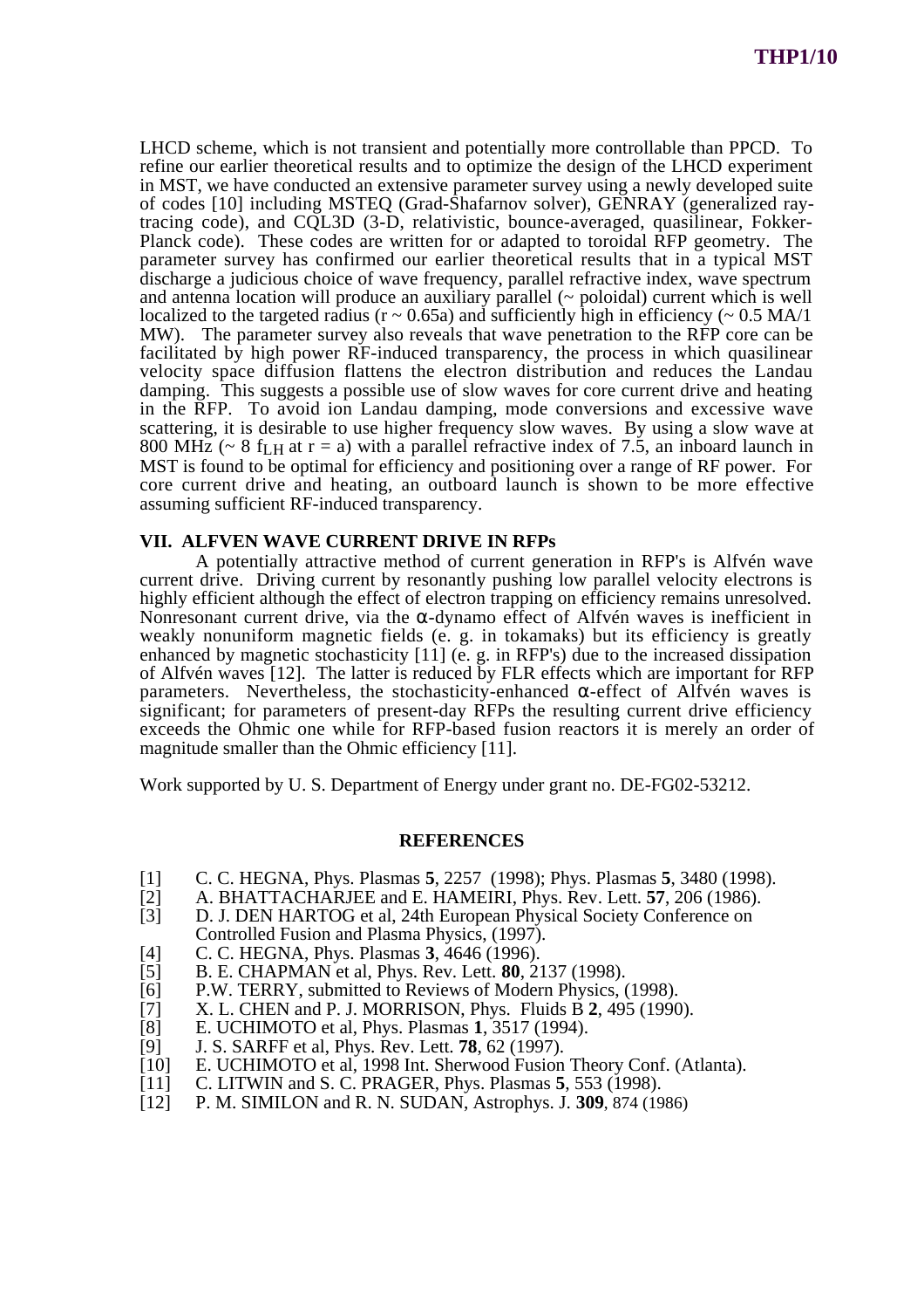LHCD scheme, which is not transient and potentially more controllable than PPCD. To refine our earlier theoretical results and to optimize the design of the LHCD experiment in MST, we have conducted an extensive parameter survey using a newly developed suite of codes [10] including MSTEQ (Grad-Shafarnov solver), GENRAY (generalized ray-tracing code), and CQL3D (3-D, relativistic, bounce-averaged, quasilinear, Fokker-Planck code). These codes are written for or adapted to toroidal RFP geometry. The parameter survey has confirmed our earlier theoretical results that in a typical MST discharge a judicious choice of wave frequency, parallel refractive index, wave spectrum and antenna location will produce an auxiliary parallel (~ poloidal) current which is well localized to the targeted radius (r ~ 0.65a) and sufficiently high in efficiency (~ 0.5 MA/1 MW). The parameter survey also reveals that wave penetration to the RFP core can be facilitated by high power RF-induced transparency, the process in which quasilinear velocity space diffusion flattens the electron distribution and reduces the Landau damping. This suggests a possible use of slow waves for core current drive and heating in the RFP. To avoid ion Landau damping, mode conversions and excessive wave scattering, it is desirable to use higher frequency slow waves. By using a slow wave at 800 MHz (~ 8 $f_{LH}$ at r = a) with a parallel refractive index of 7.5, an inboard launch in MST is found to be optimal for efficiency and positioning over a range of RF power. For core current drive and heating, an outboard launch is shown to be more effective assuming sufficient RF-induced transparency.

## VII. ALFVEN WAVE CURRENT DRIVE IN RFPs

A potentially attractive method of current generation in RFP's is Alfvén wave current drive. Driving current by resonantly pushing low parallel velocity electrons is highly efficient although the effect of electron trapping on efficiency remains unresolved. Nonresonant current drive, via the $\alpha$-dynamo effect of Alfvén waves is inefficient in weakly nonuniform magnetic fields (e. g. in tokamaks) but its efficiency is greatly enhanced by magnetic stochasticity [11] (e. g. in RFP's) due to the increased dissipation of Alfvén waves [12]. The latter is reduced by FLR effects which are important for RFP parameters. Nevertheless, the stochasticity-enhanced $\alpha$-effect of Alfvén waves is significant; for parameters of present-day RFPs the resulting current drive efficiency exceeds the Ohmic one while for RFP-based fusion reactors it is merely an order of magnitude smaller than the Ohmic efficiency [11].

Work supported by U. S. Department of Energy under grant no. DE-FG02-53212.

## REFERENCES

[1] C. C. HEGNA, Phys. Plasmas **5**, 2257 (1998); Phys. Plasmas **5**, 3480 (1998).
[2] A. BHATTACHARJEE and E. HAMEIRI, Phys. Rev. Lett. **57**, 206 (1986).
[3] D. J. DEN HARTOG et al, 24th European Physical Society Conference on Controlled Fusion and Plasma Physics, (1997).
[4] C. C. HEGNA, Phys. Plasmas **3**, 4646 (1996).
[5] B. E. CHAPMAN et al, Phys. Rev. Lett. **80**, 2137 (1998).
[6] P.W. TERRY, submitted to Reviews of Modern Physics, (1998).
[7] X. L. CHEN and P. J. MORRISON, Phys. Fluids B **2**, 495 (1990).
[8] E. UCHIMOTO et al, Phys. Plasmas **1**, 3517 (1994).
[9] J. S. SARFF et al, Phys. Rev. Lett. **78**, 62 (1997).
[10] E. UCHIMOTO et al, 1998 Int. Sherwood Fusion Theory Conf. (Atlanta).
[11] C. LITWIN and S. C. PRAGER, Phys. Plasmas **5**, 553 (1998).
[12] P. M. SIMILON and R. N. SUDAN, Astrophys. J. **309**, 874 (1986)